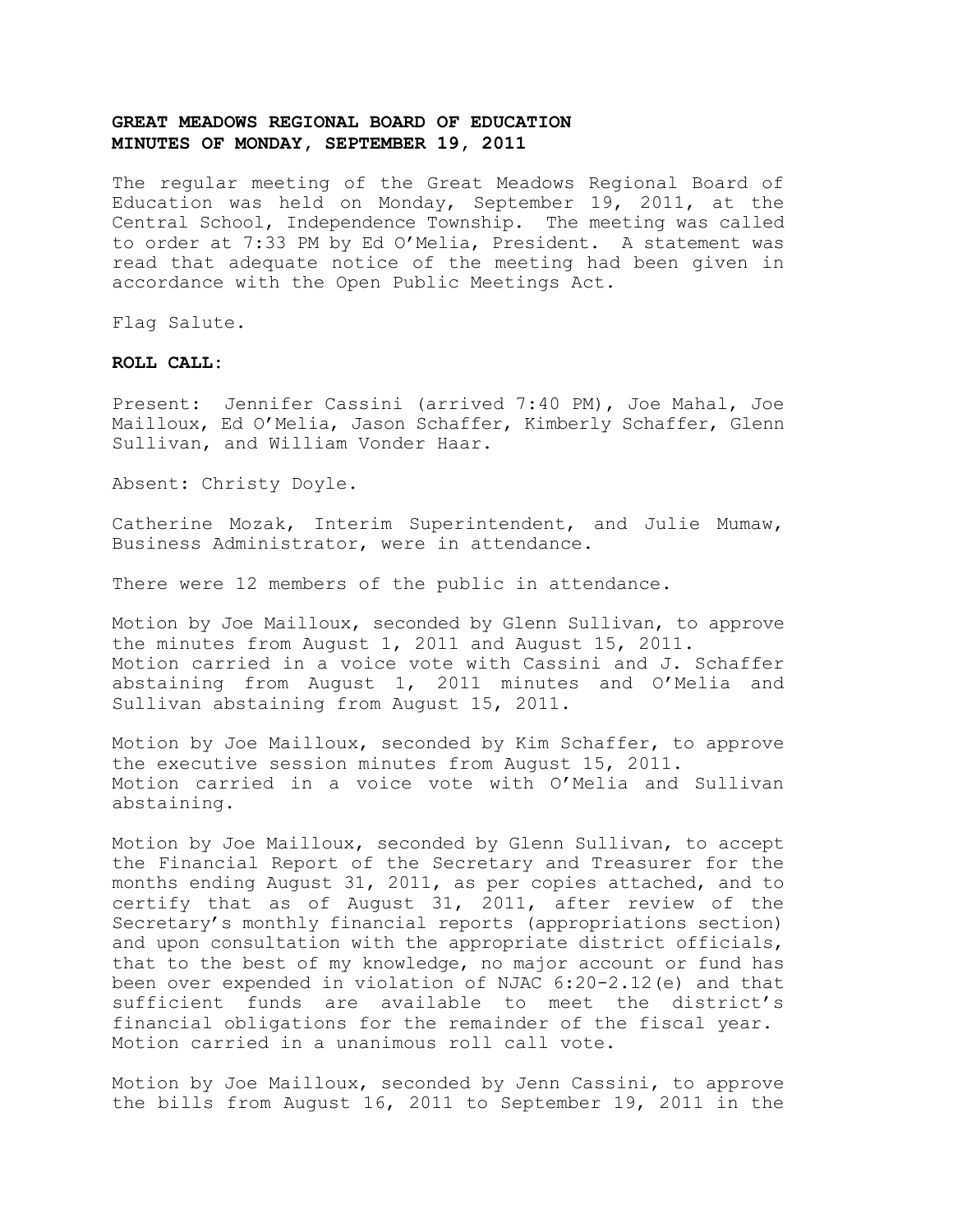**GREAT MEADOWS REGIONAL BOARD OF EDUCATION**
**MINUTES OF MONDAY, SEPTEMBER 19, 2011**

The regular meeting of the Great Meadows Regional Board of Education was held on Monday, September 19, 2011, at the Central School, Independence Township. The meeting was called to order at 7:33 PM by Ed O'Melia, President. A statement was read that adequate notice of the meeting had been given in accordance with the Open Public Meetings Act.

Flag Salute.

**ROLL CALL:**

Present: Jennifer Cassini (arrived 7:40 PM), Joe Mahal, Joe Mailloux, Ed O'Melia, Jason Schaffer, Kimberly Schaffer, Glenn Sullivan, and William Vonder Haar.

Absent: Christy Doyle.

Catherine Mozak, Interim Superintendent, and Julie Mumaw, Business Administrator, were in attendance.

There were 12 members of the public in attendance.

Motion by Joe Mailloux, seconded by Glenn Sullivan, to approve the minutes from August 1, 2011 and August 15, 2011.
Motion carried in a voice vote with Cassini and J. Schaffer abstaining from August 1, 2011 minutes and O'Melia and Sullivan abstaining from August 15, 2011.

Motion by Joe Mailloux, seconded by Kim Schaffer, to approve the executive session minutes from August 15, 2011.
Motion carried in a voice vote with O'Melia and Sullivan abstaining.

Motion by Joe Mailloux, seconded by Glenn Sullivan, to accept the Financial Report of the Secretary and Treasurer for the months ending August 31, 2011, as per copies attached, and to certify that as of August 31, 2011, after review of the Secretary's monthly financial reports (appropriations section) and upon consultation with the appropriate district officials, that to the best of my knowledge, no major account or fund has been over expended in violation of NJAC 6:20-2.12(e) and that sufficient funds are available to meet the district's financial obligations for the remainder of the fiscal year.
Motion carried in a unanimous roll call vote.

Motion by Joe Mailloux, seconded by Jenn Cassini, to approve the bills from August 16, 2011 to September 19, 2011 in the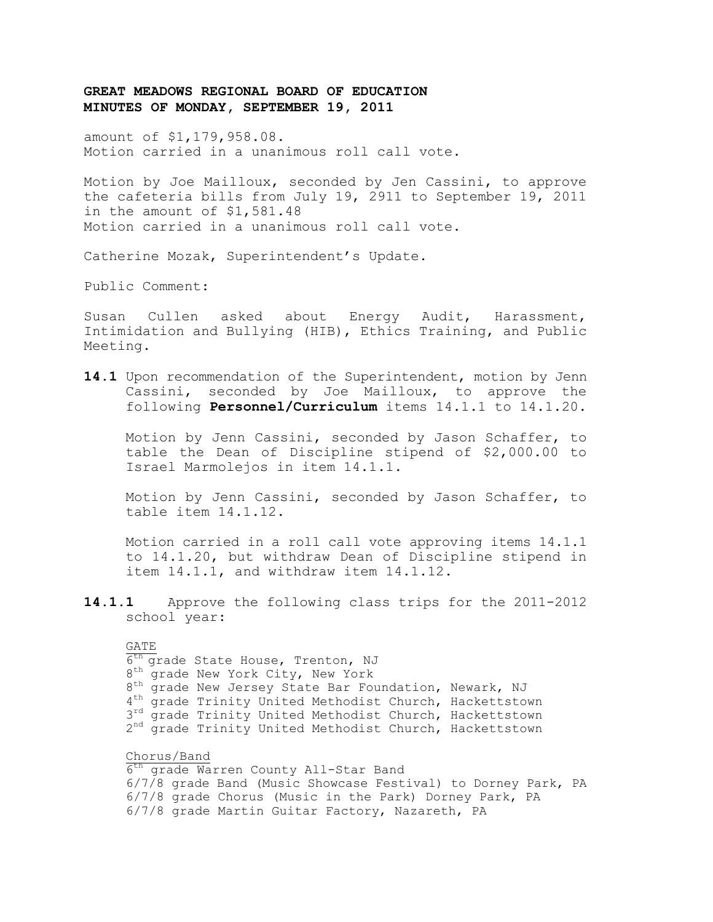amount of $1,179,958.08.
Motion carried in a unanimous roll call vote.

Motion by Joe Mailloux, seconded by Jen Cassini, to approve the cafeteria bills from July 19, 2911 to September 19, 2011 in the amount of $1,581.48
Motion carried in a unanimous roll call vote.

Catherine Mozak, Superintendent's Update.

Public Comment:

Susan Cullen asked about Energy Audit, Harassment, Intimidation and Bullying (HIB), Ethics Training, and Public Meeting.

**14.1** Upon recommendation of the Superintendent, motion by Jenn Cassini, seconded by Joe Mailloux, to approve the following **Personnel/Curriculum** items 14.1.1 to 14.1.20.

Motion by Jenn Cassini, seconded by Jason Schaffer, to table the Dean of Discipline stipend of $2,000.00 to Israel Marmolejos in item 14.1.1.

Motion by Jenn Cassini, seconded by Jason Schaffer, to table item 14.1.12.

Motion carried in a roll call vote approving items 14.1.1 to 14.1.20, but withdraw Dean of Discipline stipend in item 14.1.1, and withdraw item 14.1.12.

**14.1.1** Approve the following class trips for the 2011-2012 school year:

GATE
6th grade State House, Trenton, NJ
8th grade New York City, New York
8th grade New Jersey State Bar Foundation, Newark, NJ
4th grade Trinity United Methodist Church, Hackettstown
3rd grade Trinity United Methodist Church, Hackettstown
2nd grade Trinity United Methodist Church, Hackettstown

Chorus/Band
6th grade Warren County All-Star Band
6/7/8 grade Band (Music Showcase Festival) to Dorney Park, PA
6/7/8 grade Chorus (Music in the Park) Dorney Park, PA
6/7/8 grade Martin Guitar Factory, Nazareth, PA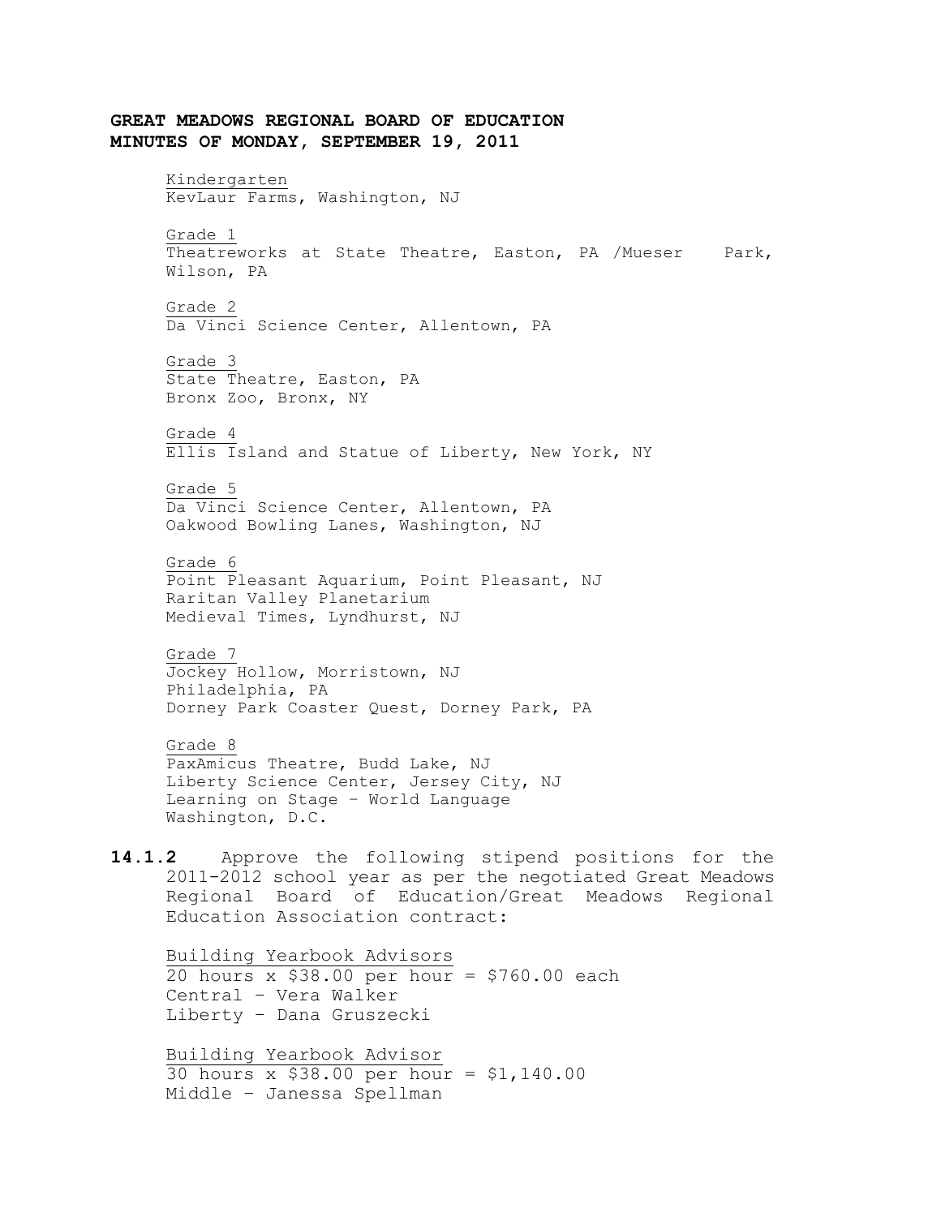**GREAT MEADOWS REGIONAL BOARD OF EDUCATION**
**MINUTES OF MONDAY, SEPTEMBER 19, 2011**

Kindergarten
KevLaur Farms, Washington, NJ

Grade 1
Theatreworks at State Theatre, Easton, PA /Mueser Park, Wilson, PA

Grade 2
Da Vinci Science Center, Allentown, PA

Grade 3
State Theatre, Easton, PA
Bronx Zoo, Bronx, NY

Grade 4
Ellis Island and Statue of Liberty, New York, NY

Grade 5
Da Vinci Science Center, Allentown, PA
Oakwood Bowling Lanes, Washington, NJ

Grade 6
Point Pleasant Aquarium, Point Pleasant, NJ
Raritan Valley Planetarium
Medieval Times, Lyndhurst, NJ

Grade 7
Jockey Hollow, Morristown, NJ
Philadelphia, PA
Dorney Park Coaster Quest, Dorney Park, PA

Grade 8
PaxAmicus Theatre, Budd Lake, NJ
Liberty Science Center, Jersey City, NJ
Learning on Stage – World Language
Washington, D.C.

**14.1.2** Approve the following stipend positions for the 2011-2012 school year as per the negotiated Great Meadows Regional Board of Education/Great Meadows Regional Education Association contract:

Building Yearbook Advisors
20 hours x $38.00 per hour = $760.00 each
Central – Vera Walker
Liberty – Dana Gruszecki

Building Yearbook Advisor
30 hours x $38.00 per hour = $1,140.00
Middle – Janessa Spellman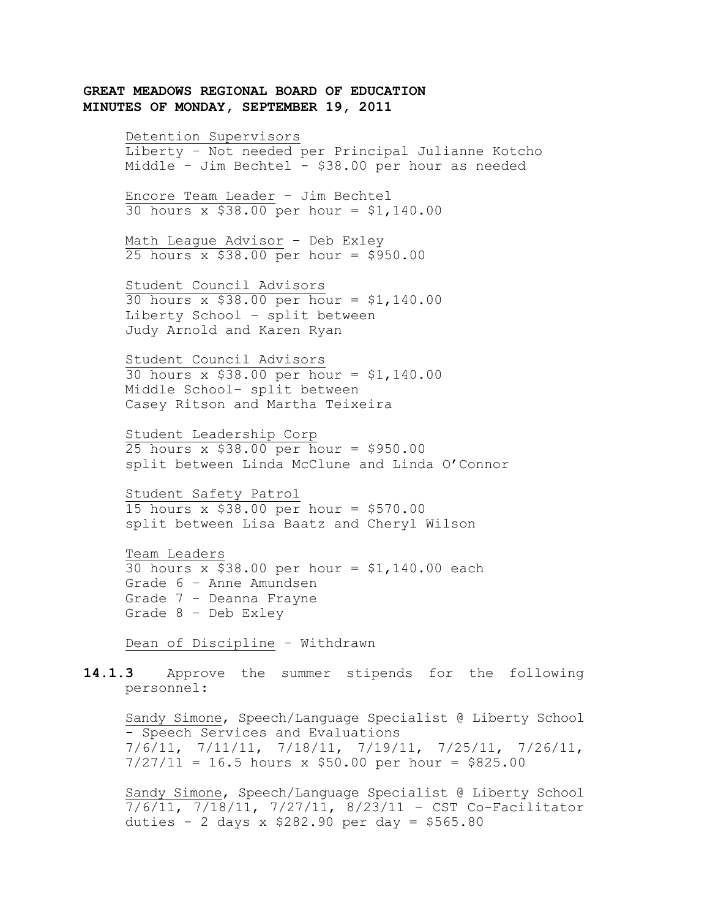**GREAT MEADOWS REGIONAL BOARD OF EDUCATION**
**MINUTES OF MONDAY, SEPTEMBER 19, 2011**

Detention Supervisors
Liberty – Not needed per Principal Julianne Kotcho
Middle – Jim Bechtel - $38.00 per hour as needed

Encore Team Leader – Jim Bechtel
30 hours x $38.00 per hour = $1,140.00

Math League Advisor – Deb Exley
25 hours x $38.00 per hour = $950.00

Student Council Advisors
30 hours x $38.00 per hour = $1,140.00
Liberty School – split between
Judy Arnold and Karen Ryan

Student Council Advisors
30 hours x $38.00 per hour = $1,140.00
Middle School– split between
Casey Ritson and Martha Teixeira

Student Leadership Corp
25 hours x $38.00 per hour = $950.00
split between Linda McClune and Linda O'Connor

Student Safety Patrol
15 hours x $38.00 per hour = $570.00
split between Lisa Baatz and Cheryl Wilson

Team Leaders
30 hours x $38.00 per hour = $1,140.00 each
Grade 6 – Anne Amundsen
Grade 7 – Deanna Frayne
Grade 8 – Deb Exley

Dean of Discipline – Withdrawn

**14.1.3** Approve the summer stipends for the following personnel:

Sandy Simone, Speech/Language Specialist @ Liberty School - Speech Services and Evaluations
7/6/11, 7/11/11, 7/18/11, 7/19/11, 7/25/11, 7/26/11, 7/27/11 = 16.5 hours x $50.00 per hour = $825.00

Sandy Simone, Speech/Language Specialist @ Liberty School
7/6/11, 7/18/11, 7/27/11, 8/23/11 – CST Co-Facilitator duties - 2 days x $282.90 per day = $565.80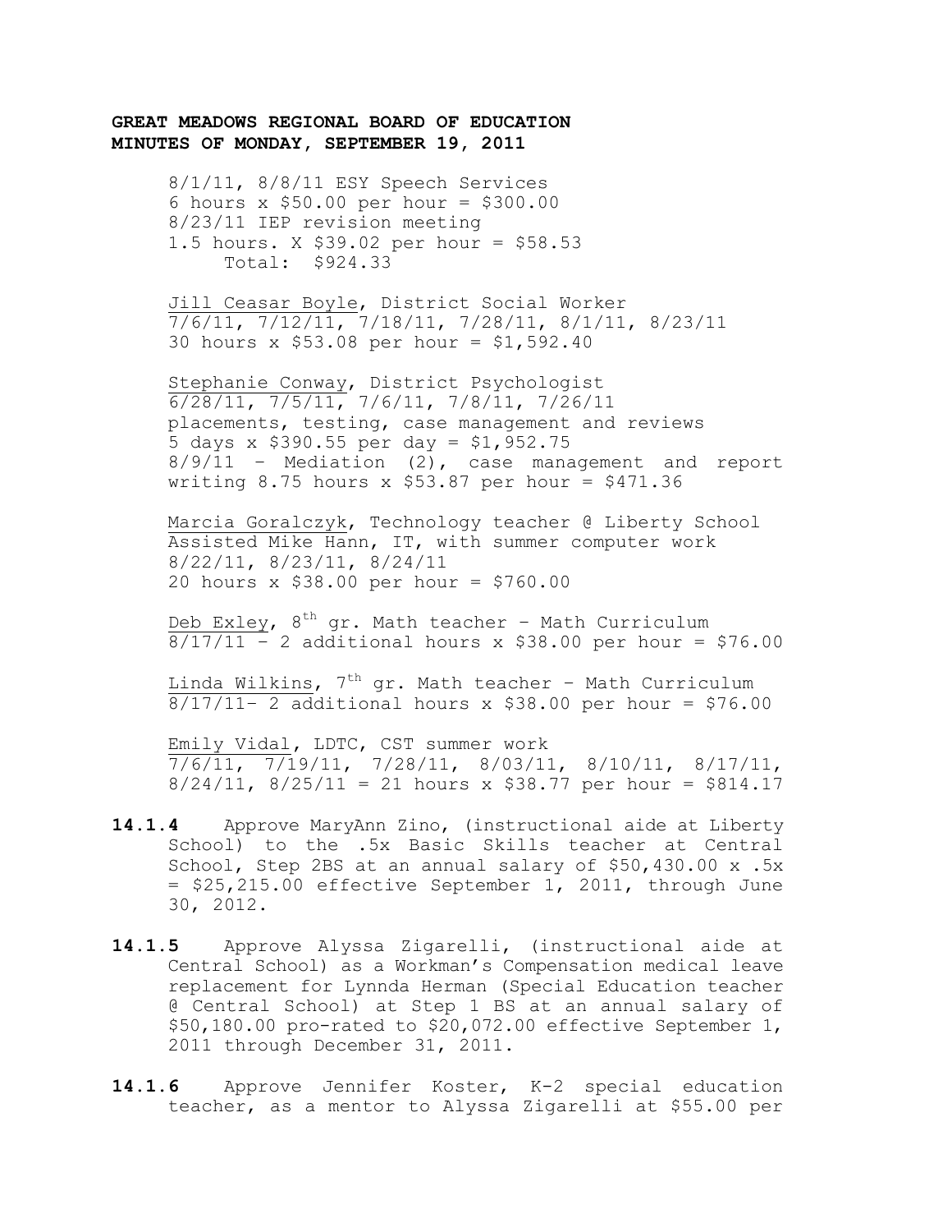8/1/11, 8/8/11 ESY Speech Services
6 hours x $50.00 per hour = $300.00
8/23/11 IEP revision meeting
1.5 hours. X $39.02 per hour = $58.53
Total: $924.33

Jill Ceasar Boyle, District Social Worker
7/6/11, 7/12/11, 7/18/11, 7/28/11, 8/1/11, 8/23/11
30 hours x $53.08 per hour = $1,592.40

Stephanie Conway, District Psychologist
6/28/11, 7/5/11, 7/6/11, 7/8/11, 7/26/11
placements, testing, case management and reviews
5 days x $390.55 per day = $1,952.75
8/9/11 – Mediation (2), case management and report writing 8.75 hours x $53.87 per hour = $471.36

Marcia Goralczyk, Technology teacher @ Liberty School
Assisted Mike Hann, IT, with summer computer work
8/22/11, 8/23/11, 8/24/11
20 hours x $38.00 per hour = $760.00

Deb Exley, 8th gr. Math teacher – Math Curriculum
8/17/11 – 2 additional hours x $38.00 per hour = $76.00

Linda Wilkins, 7th gr. Math teacher – Math Curriculum
8/17/11– 2 additional hours x $38.00 per hour = $76.00

Emily Vidal, LDTC, CST summer work
7/6/11, 7/19/11, 7/28/11, 8/03/11, 8/10/11, 8/17/11, 8/24/11, 8/25/11 = 21 hours x $38.77 per hour = $814.17

**14.1.4** Approve MaryAnn Zino, (instructional aide at Liberty School) to the .5x Basic Skills teacher at Central School, Step 2BS at an annual salary of $50,430.00 x .5x = $25,215.00 effective September 1, 2011, through June 30, 2012.

**14.1.5** Approve Alyssa Zigarelli, (instructional aide at Central School) as a Workman's Compensation medical leave replacement for Lynnda Herman (Special Education teacher @ Central School) at Step 1 BS at an annual salary of $50,180.00 pro-rated to $20,072.00 effective September 1, 2011 through December 31, 2011.

**14.1.6** Approve Jennifer Koster, K-2 special education teacher, as a mentor to Alyssa Zigarelli at $55.00 per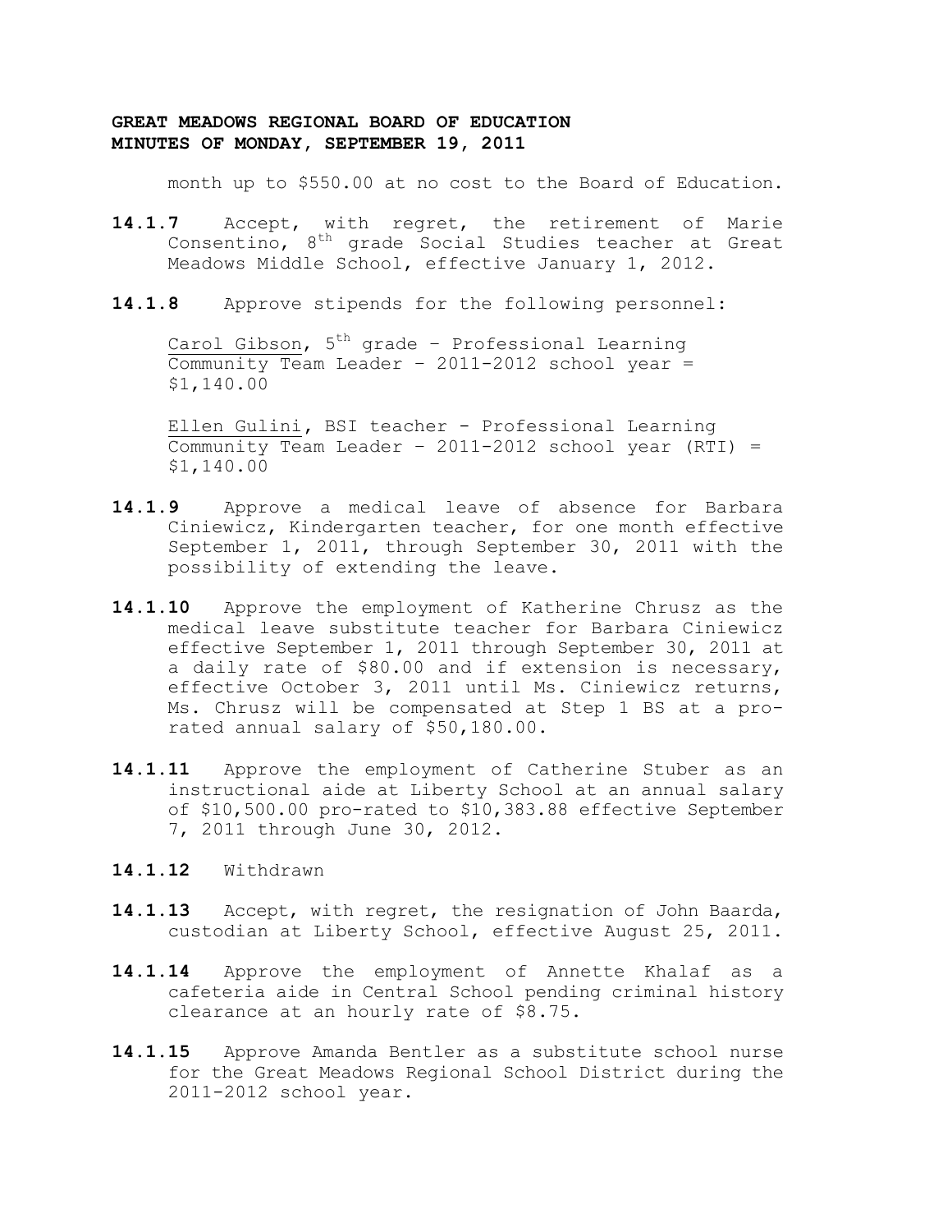month up to $550.00 at no cost to the Board of Education.

**14.1.7** Accept, with regret, the retirement of Marie Consentino, 8th grade Social Studies teacher at Great Meadows Middle School, effective January 1, 2012.

**14.1.8** Approve stipends for the following personnel:

Carol Gibson, 5th grade – Professional Learning Community Team Leader – 2011-2012 school year = $1,140.00

Ellen Gulini, BSI teacher - Professional Learning Community Team Leader – 2011-2012 school year (RTI) = $1,140.00

**14.1.9** Approve a medical leave of absence for Barbara Ciniewicz, Kindergarten teacher, for one month effective September 1, 2011, through September 30, 2011 with the possibility of extending the leave.

**14.1.10** Approve the employment of Katherine Chrusz as the medical leave substitute teacher for Barbara Ciniewicz effective September 1, 2011 through September 30, 2011 at a daily rate of $80.00 and if extension is necessary, effective October 3, 2011 until Ms. Ciniewicz returns, Ms. Chrusz will be compensated at Step 1 BS at a pro-rated annual salary of $50,180.00.

**14.1.11** Approve the employment of Catherine Stuber as an instructional aide at Liberty School at an annual salary of $10,500.00 pro-rated to $10,383.88 effective September 7, 2011 through June 30, 2012.

**14.1.12** Withdrawn

**14.1.13** Accept, with regret, the resignation of John Baarda, custodian at Liberty School, effective August 25, 2011.

**14.1.14** Approve the employment of Annette Khalaf as a cafeteria aide in Central School pending criminal history clearance at an hourly rate of $8.75.

**14.1.15** Approve Amanda Bentler as a substitute school nurse for the Great Meadows Regional School District during the 2011-2012 school year.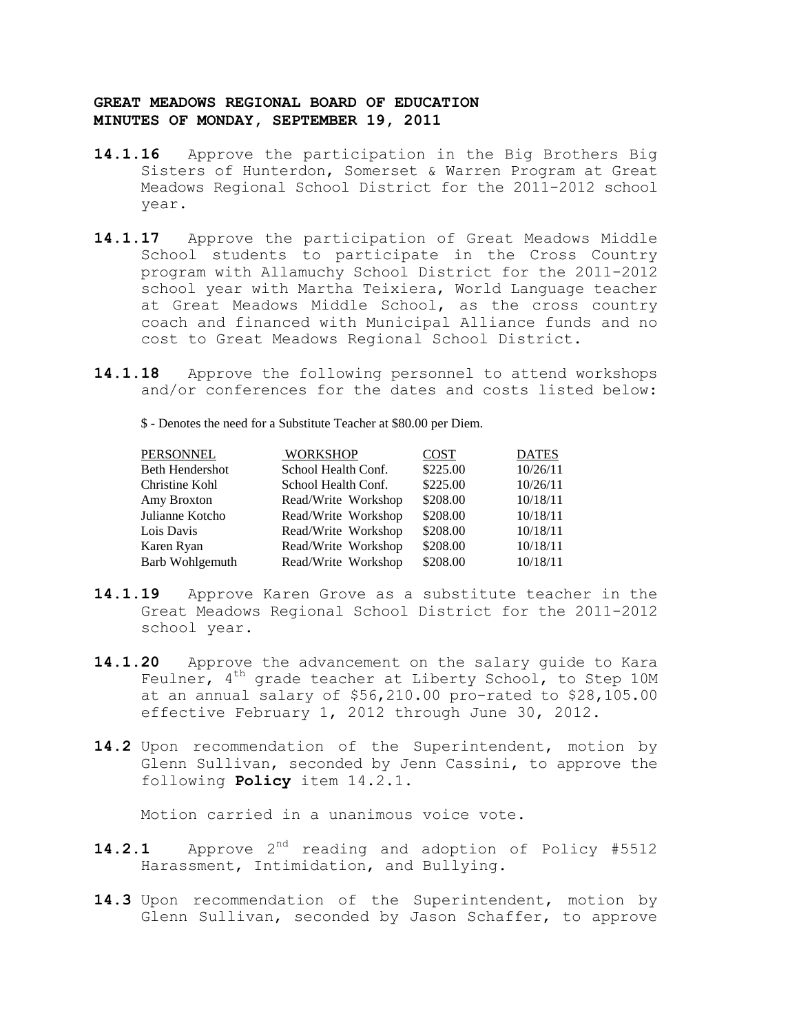**GREAT MEADOWS REGIONAL BOARD OF EDUCATION**
**MINUTES OF MONDAY, SEPTEMBER 19, 2011**

**14.1.16** Approve the participation in the Big Brothers Big Sisters of Hunterdon, Somerset & Warren Program at Great Meadows Regional School District for the 2011-2012 school year.

**14.1.17** Approve the participation of Great Meadows Middle School students to participate in the Cross Country program with Allamuchy School District for the 2011-2012 school year with Martha Teixiera, World Language teacher at Great Meadows Middle School, as the cross country coach and financed with Municipal Alliance funds and no cost to Great Meadows Regional School District.

**14.1.18** Approve the following personnel to attend workshops and/or conferences for the dates and costs listed below:

$ - Denotes the need for a Substitute Teacher at $80.00 per Diem.

| PERSONNEL | WORKSHOP | COST | DATES |
|---|---|---|---|
| Beth Hendershot | School Health Conf. | $225.00 | 10/26/11 |
| Christine Kohl | School Health Conf. | $225.00 | 10/26/11 |
| Amy Broxton | Read/Write Workshop | $208.00 | 10/18/11 |
| Julianne Kotcho | Read/Write Workshop | $208.00 | 10/18/11 |
| Lois Davis | Read/Write Workshop | $208.00 | 10/18/11 |
| Karen Ryan | Read/Write Workshop | $208.00 | 10/18/11 |
| Barb Wohlgemuth | Read/Write Workshop | $208.00 | 10/18/11 |

**14.1.19** Approve Karen Grove as a substitute teacher in the Great Meadows Regional School District for the 2011-2012 school year.

**14.1.20** Approve the advancement on the salary guide to Kara Feulner, 4th grade teacher at Liberty School, to Step 10M at an annual salary of $56,210.00 pro-rated to $28,105.00 effective February 1, 2012 through June 30, 2012.

**14.2** Upon recommendation of the Superintendent, motion by Glenn Sullivan, seconded by Jenn Cassini, to approve the following **Policy** item 14.2.1.

Motion carried in a unanimous voice vote.

**14.2.1** Approve 2nd reading and adoption of Policy #5512 Harassment, Intimidation, and Bullying.

**14.3** Upon recommendation of the Superintendent, motion by Glenn Sullivan, seconded by Jason Schaffer, to approve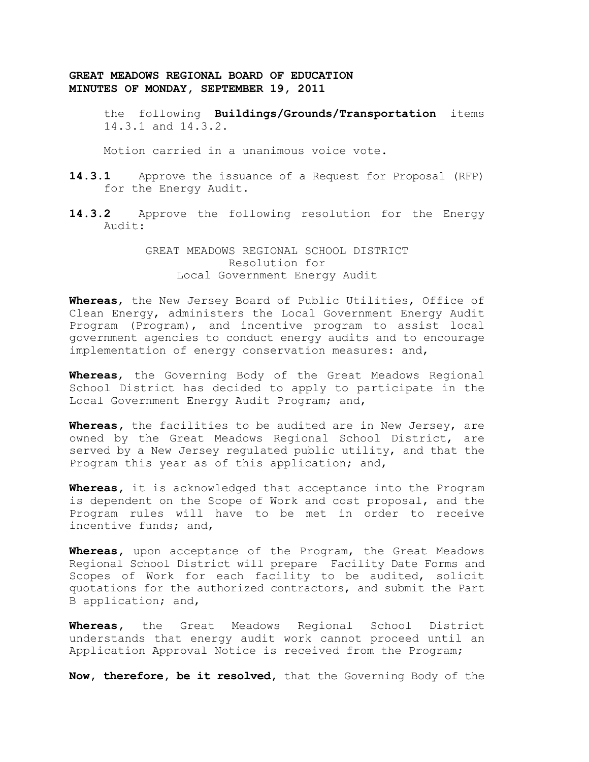the following **Buildings/Grounds/Transportation** items 14.3.1 and 14.3.2.

Motion carried in a unanimous voice vote.

**14.3.1** Approve the issuance of a Request for Proposal (RFP) for the Energy Audit.

**14.3.2** Approve the following resolution for the Energy Audit:

GREAT MEADOWS REGIONAL SCHOOL DISTRICT
Resolution for
Local Government Energy Audit

**Whereas**, the New Jersey Board of Public Utilities, Office of Clean Energy, administers the Local Government Energy Audit Program (Program), and incentive program to assist local government agencies to conduct energy audits and to encourage implementation of energy conservation measures: and,

**Whereas**, the Governing Body of the Great Meadows Regional School District has decided to apply to participate in the Local Government Energy Audit Program; and,

**Whereas**, the facilities to be audited are in New Jersey, are owned by the Great Meadows Regional School District, are served by a New Jersey regulated public utility, and that the Program this year as of this application; and,

**Whereas**, it is acknowledged that acceptance into the Program is dependent on the Scope of Work and cost proposal, and the Program rules will have to be met in order to receive incentive funds; and,

**Whereas**, upon acceptance of the Program, the Great Meadows Regional School District will prepare Facility Date Forms and Scopes of Work for each facility to be audited, solicit quotations for the authorized contractors, and submit the Part B application; and,

**Whereas**, the Great Meadows Regional School District understands that energy audit work cannot proceed until an Application Approval Notice is received from the Program;

**Now, therefore, be it resolved**, that the Governing Body of the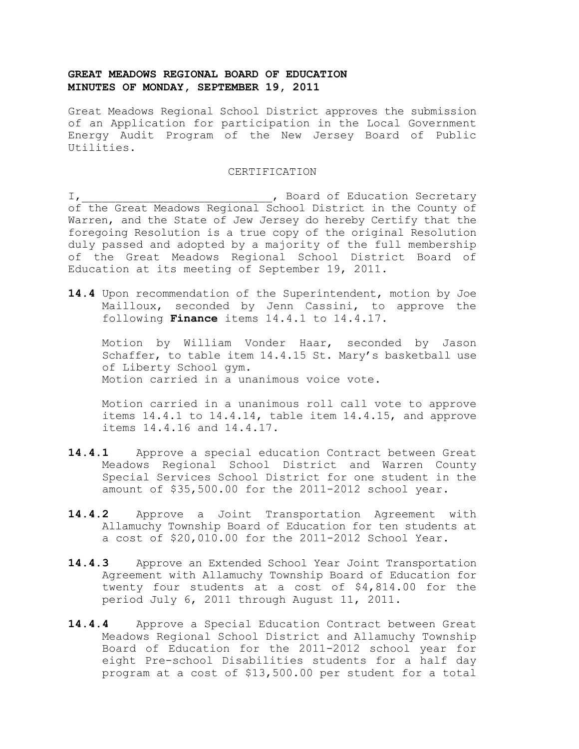**GREAT MEADOWS REGIONAL BOARD OF EDUCATION**
**MINUTES OF MONDAY, SEPTEMBER 19, 2011**

Great Meadows Regional School District approves the submission of an Application for participation in the Local Government Energy Audit Program of the New Jersey Board of Public Utilities.

CERTIFICATION

I,___________________________, Board of Education Secretary of the Great Meadows Regional School District in the County of Warren, and the State of Jew Jersey do hereby Certify that the foregoing Resolution is a true copy of the original Resolution duly passed and adopted by a majority of the full membership of the Great Meadows Regional School District Board of Education at its meeting of September 19, 2011.

**14.4** Upon recommendation of the Superintendent, motion by Joe Mailloux, seconded by Jenn Cassini, to approve the following **Finance** items 14.4.1 to 14.4.17.

Motion by William Vonder Haar, seconded by Jason Schaffer, to table item 14.4.15 St. Mary's basketball use of Liberty School gym.
Motion carried in a unanimous voice vote.

Motion carried in a unanimous roll call vote to approve items 14.4.1 to 14.4.14, table item 14.4.15, and approve items 14.4.16 and 14.4.17.

**14.4.1** Approve a special education Contract between Great Meadows Regional School District and Warren County Special Services School District for one student in the amount of $35,500.00 for the 2011-2012 school year.

**14.4.2** Approve a Joint Transportation Agreement with Allamuchy Township Board of Education for ten students at a cost of $20,010.00 for the 2011-2012 School Year.

**14.4.3** Approve an Extended School Year Joint Transportation Agreement with Allamuchy Township Board of Education for twenty four students at a cost of $4,814.00 for the period July 6, 2011 through August 11, 2011.

**14.4.4** Approve a Special Education Contract between Great Meadows Regional School District and Allamuchy Township Board of Education for the 2011-2012 school year for eight Pre-school Disabilities students for a half day program at a cost of $13,500.00 per student for a total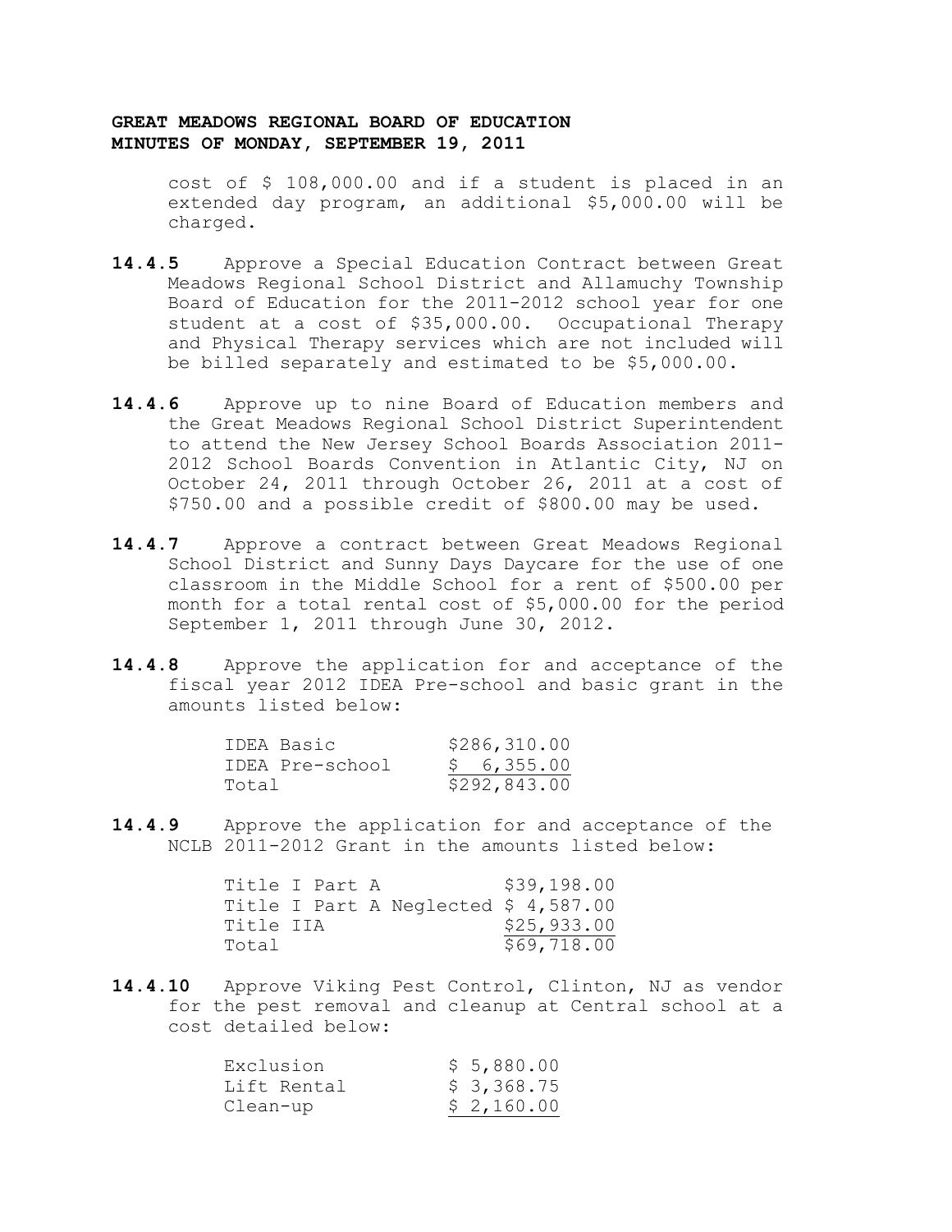cost of $ 108,000.00 and if a student is placed in an extended day program, an additional $5,000.00 will be charged.

**14.4.5** Approve a Special Education Contract between Great Meadows Regional School District and Allamuchy Township Board of Education for the 2011-2012 school year for one student at a cost of $35,000.00. Occupational Therapy and Physical Therapy services which are not included will be billed separately and estimated to be $5,000.00.

**14.4.6** Approve up to nine Board of Education members and the Great Meadows Regional School District Superintendent to attend the New Jersey School Boards Association 2011-2012 School Boards Convention in Atlantic City, NJ on October 24, 2011 through October 26, 2011 at a cost of $750.00 and a possible credit of $800.00 may be used.

**14.4.7** Approve a contract between Great Meadows Regional School District and Sunny Days Daycare for the use of one classroom in the Middle School for a rent of $500.00 per month for a total rental cost of $5,000.00 for the period September 1, 2011 through June 30, 2012.

**14.4.8** Approve the application for and acceptance of the fiscal year 2012 IDEA Pre-school and basic grant in the amounts listed below:

| | |
|---|---|
| IDEA Basic | $286,310.00 |
| IDEA Pre-school | $ 6,355.00 |
| Total | $292,843.00 |

**14.4.9** Approve the application for and acceptance of the NCLB 2011-2012 Grant in the amounts listed below:

| | |
|---|---|
| Title I Part A | $39,198.00 |
| Title I Part A Neglected | $ 4,587.00 |
| Title IIA | $25,933.00 |
| Total | $69,718.00 |

**14.4.10** Approve Viking Pest Control, Clinton, NJ as vendor for the pest removal and cleanup at Central school at a cost detailed below:

| | |
|---|---|
| Exclusion | $ 5,880.00 |
| Lift Rental | $ 3,368.75 |
| Clean-up | $ 2,160.00 |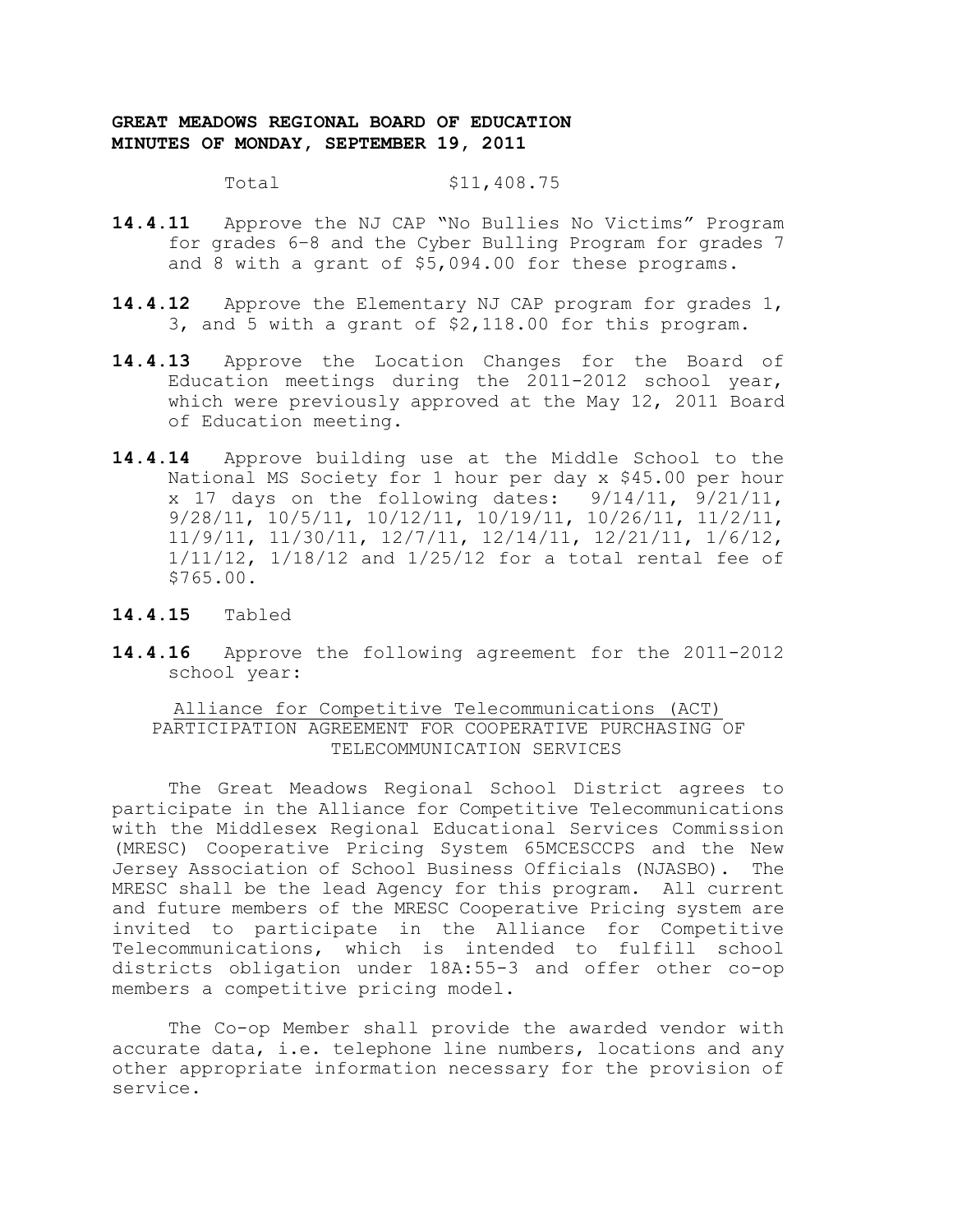Total $11,408.75

**14.4.11** Approve the NJ CAP "No Bullies No Victims" Program for grades 6-8 and the Cyber Bulling Program for grades 7 and 8 with a grant of $5,094.00 for these programs.

**14.4.12** Approve the Elementary NJ CAP program for grades 1, 3, and 5 with a grant of $2,118.00 for this program.

**14.4.13** Approve the Location Changes for the Board of Education meetings during the 2011-2012 school year, which were previously approved at the May 12, 2011 Board of Education meeting.

**14.4.14** Approve building use at the Middle School to the National MS Society for 1 hour per day x $45.00 per hour x 17 days on the following dates: 9/14/11, 9/21/11, 9/28/11, 10/5/11, 10/12/11, 10/19/11, 10/26/11, 11/2/11, 11/9/11, 11/30/11, 12/7/11, 12/14/11, 12/21/11, 1/6/12, 1/11/12, 1/18/12 and 1/25/12 for a total rental fee of $765.00.

**14.4.15** Tabled

**14.4.16** Approve the following agreement for the 2011-2012 school year:

Alliance for Competitive Telecommunications (ACT)
PARTICIPATION AGREEMENT FOR COOPERATIVE PURCHASING OF TELECOMMUNICATION SERVICES

The Great Meadows Regional School District agrees to participate in the Alliance for Competitive Telecommunications with the Middlesex Regional Educational Services Commission (MRESC) Cooperative Pricing System 65MCESCCPS and the New Jersey Association of School Business Officials (NJASBO). The MRESC shall be the lead Agency for this program. All current and future members of the MRESC Cooperative Pricing system are invited to participate in the Alliance for Competitive Telecommunications, which is intended to fulfill school districts obligation under 18A:55-3 and offer other co-op members a competitive pricing model.

The Co-op Member shall provide the awarded vendor with accurate data, i.e. telephone line numbers, locations and any other appropriate information necessary for the provision of service.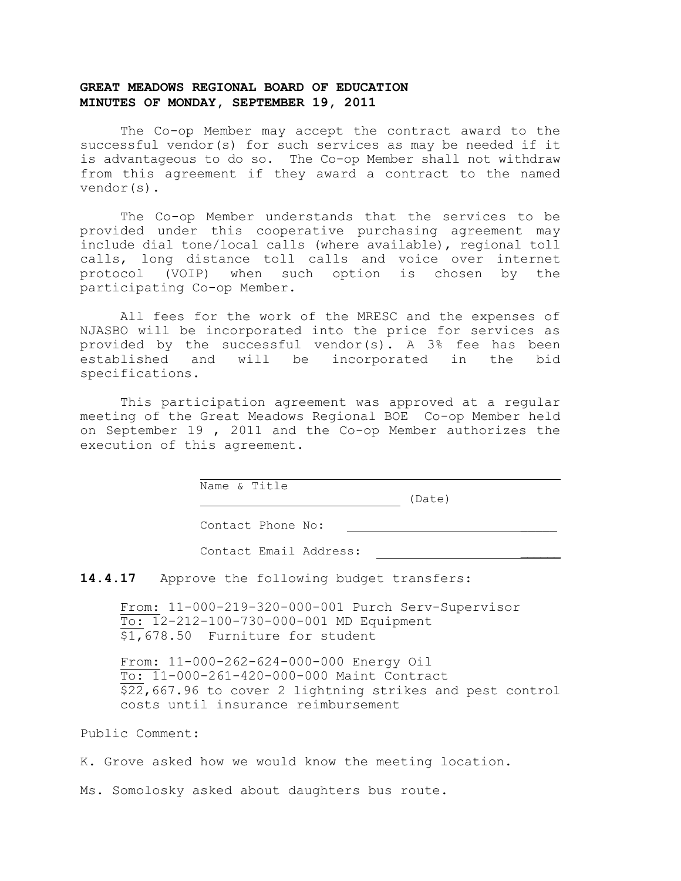The Co-op Member may accept the contract award to the successful vendor(s) for such services as may be needed if it is advantageous to do so. The Co-op Member shall not withdraw from this agreement if they award a contract to the named vendor(s).

The Co-op Member understands that the services to be provided under this cooperative purchasing agreement may include dial tone/local calls (where available), regional toll calls, long distance toll calls and voice over internet protocol (VOIP) when such option is chosen by the participating Co-op Member.

All fees for the work of the MRESC and the expenses of NJASBO will be incorporated into the price for services as provided by the successful vendor(s). A 3% fee has been established and will be incorporated in the bid specifications.

This participation agreement was approved at a regular meeting of the Great Meadows Regional BOE Co-op Member held on September 19 , 2011 and the Co-op Member authorizes the execution of this agreement.

\_\_\_\_\_\_\_\_\_\_\_\_\_\_\_\_\_\_\_\_\_\_\_\_\_\_\_\_\_\_\_\_\_\_\_\_\_\_\_\_\_\_\_\_\_\_
Name & Title
\_\_\_\_\_\_\_\_\_\_\_\_\_\_\_\_\_\_\_\_\_\_\_\_\_\_\_\_\_\_ (Date)

Contact Phone No: \_\_\_\_\_\_\_\_\_\_\_\_\_\_\_\_\_\_\_\_\_\_\_\_\_\_\_\_

Contact Email Address: \_\_\_\_\_\_\_\_\_\_\_\_\_\_\_\_\_\_\_\_\_\_\_\_\_\_\_\_

**14.4.17** Approve the following budget transfers:

From: 11-000-219-320-000-001 Purch Serv-Supervisor
To: 12-212-100-730-000-001 MD Equipment
$1,678.50 Furniture for student

From: 11-000-262-624-000-000 Energy Oil
To: 11-000-261-420-000-000 Maint Contract
$22,667.96 to cover 2 lightning strikes and pest control costs until insurance reimbursement

Public Comment:

K. Grove asked how we would know the meeting location.

Ms. Somolosky asked about daughters bus route.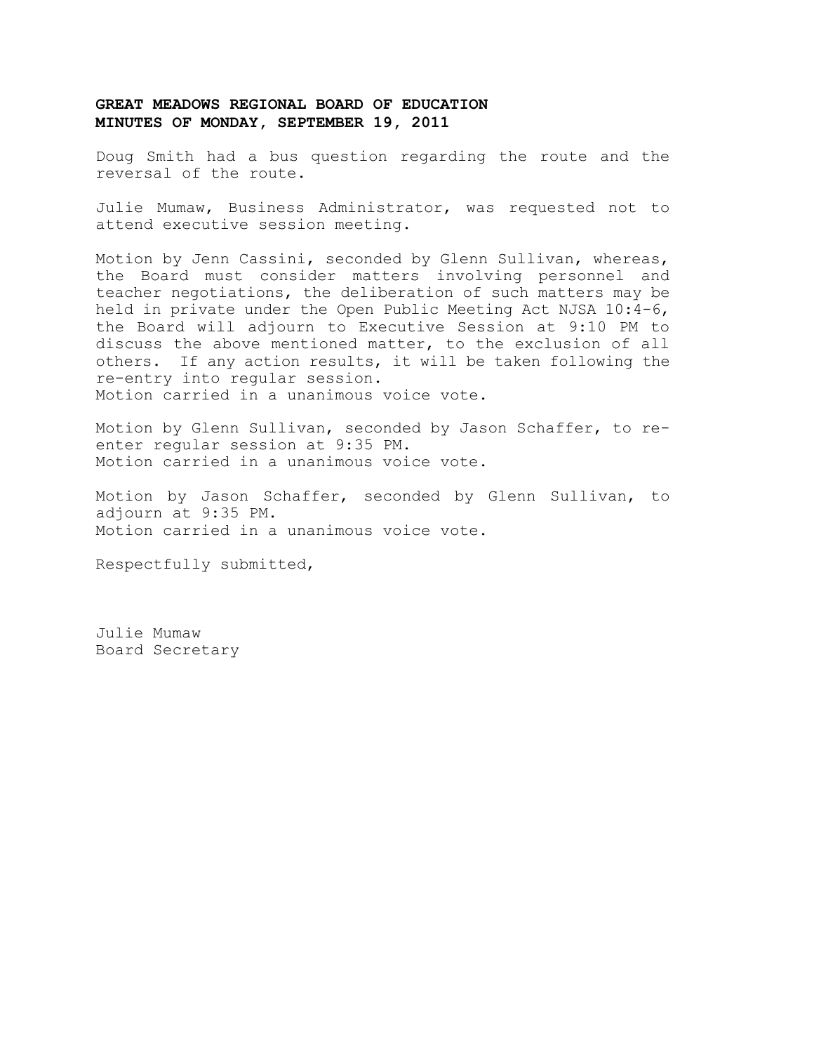**GREAT MEADOWS REGIONAL BOARD OF EDUCATION**
**MINUTES OF MONDAY, SEPTEMBER 19, 2011**

Doug Smith had a bus question regarding the route and the reversal of the route.

Julie Mumaw, Business Administrator, was requested not to attend executive session meeting.

Motion by Jenn Cassini, seconded by Glenn Sullivan, whereas, the Board must consider matters involving personnel and teacher negotiations, the deliberation of such matters may be held in private under the Open Public Meeting Act NJSA 10:4-6, the Board will adjourn to Executive Session at 9:10 PM to discuss the above mentioned matter, to the exclusion of all others. If any action results, it will be taken following the re-entry into regular session.
Motion carried in a unanimous voice vote.

Motion by Glenn Sullivan, seconded by Jason Schaffer, to re-enter regular session at 9:35 PM.
Motion carried in a unanimous voice vote.

Motion by Jason Schaffer, seconded by Glenn Sullivan, to adjourn at 9:35 PM.
Motion carried in a unanimous voice vote.

Respectfully submitted,

Julie Mumaw
Board Secretary